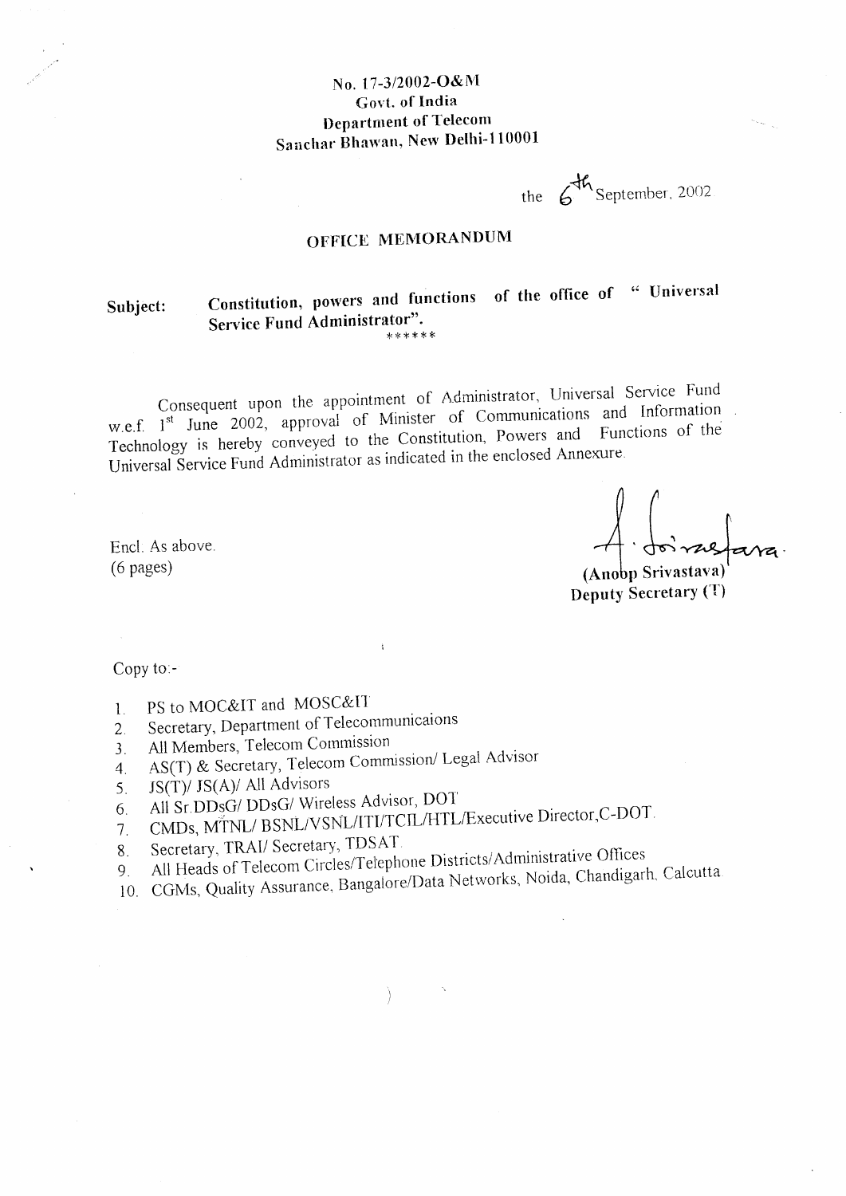No. 17-3/2002-O&M
Govt. of India
Department of Telecom
Sanchar Bhawan, New Delhi-110001

the 6th September, 2002

## OFFICE MEMORANDUM

**Subject: Constitution, powers and functions of the office of " Universal Service Fund Administrator".**

******

Consequent upon the appointment of Administrator, Universal Service Fund w.e.f. 1st June 2002, approval of Minister of Communications and Information Technology is hereby conveyed to the Constitution, Powers and Functions of the Universal Service Fund Administrator as indicated in the enclosed Annexure.

Encl. As above.
(6 pages)

(Anoop Srivastava)
**Deputy Secretary (T)**

Copy to:-

1. PS to MOC&IT and MOSC&IT
2. Secretary, Department of Telecommunicaions
3. All Members, Telecom Commission
4. AS(T) & Secretary, Telecom Commission/ Legal Advisor
5. JS(T)/ JS(A)/ All Advisors
6. All Sr.DDsG/ DDsG/ Wireless Advisor, DOT
7. CMDs, MTNL/ BSNL/VSNL/ITI/TCIL/HTL/Executive Director,C-DOT.
8. Secretary, TRAI/ Secretary, TDSAT.
9. All Heads of Telecom Circles/Telephone Districts/Administrative Offices
10. CGMs, Quality Assurance, Bangalore/Data Networks, Noida, Chandigarh, Calcutta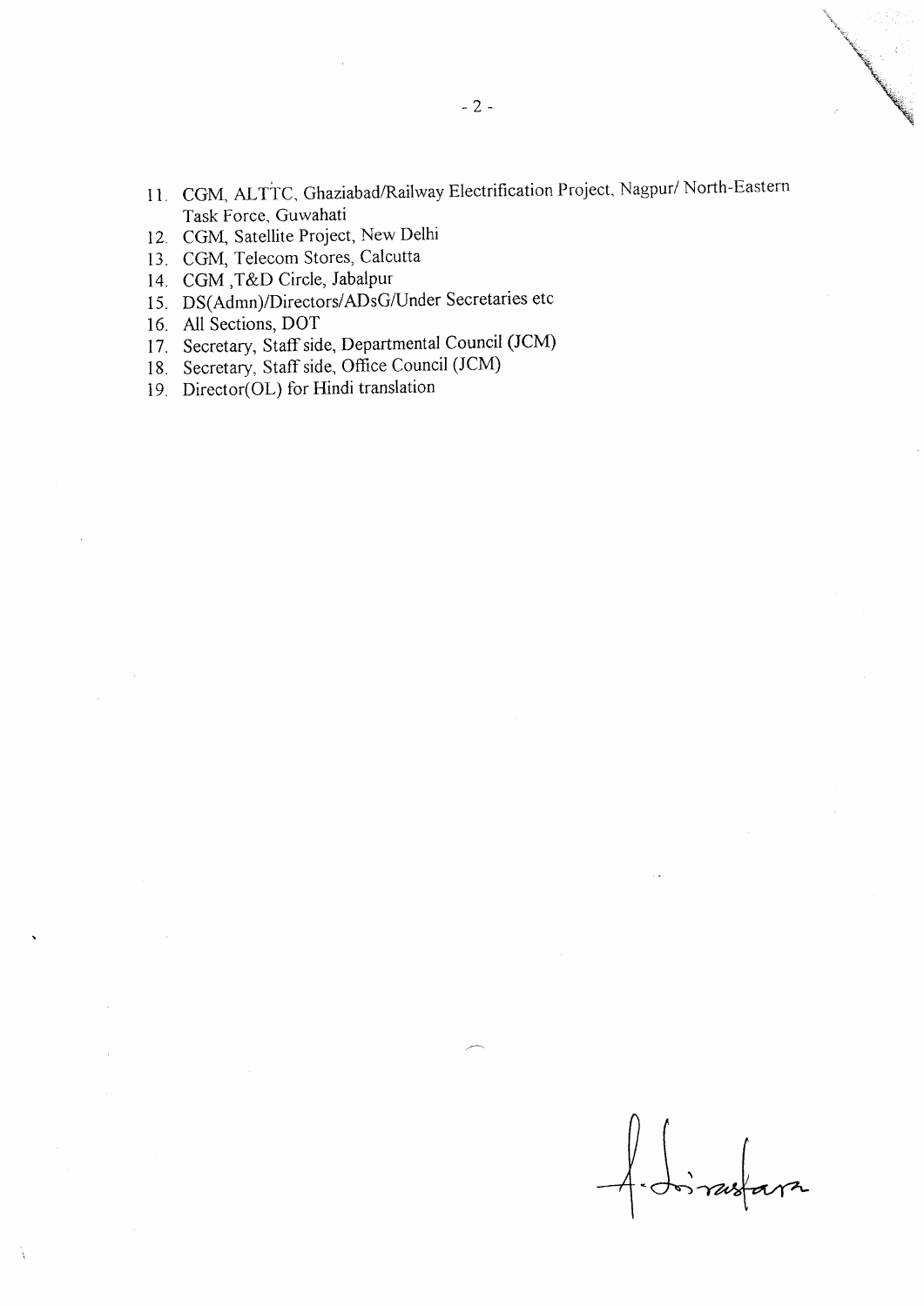11. CGM, ALTTC, Ghaziabad/Railway Electrification Project, Nagpur/ North-Eastern Task Force, Guwahati
12. CGM, Satellite Project, New Delhi
13. CGM, Telecom Stores, Calcutta
14. CGM ,T&D Circle, Jabalpur
15. DS(Admn)/Directors/ADsG/Under Secretaries etc
16. All Sections, DOT
17. Secretary, Staff side, Departmental Council (JCM)
18. Secretary, Staff side, Office Council (JCM)
19. Director(OL) for Hindi translation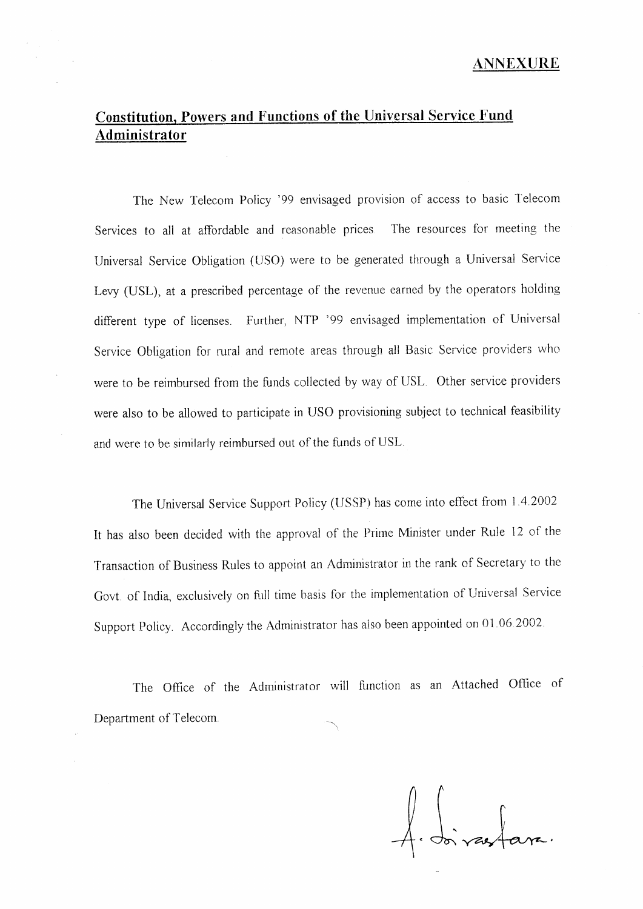## ANNEXURE

# Constitution, Powers and Functions of the Universal Service Fund Administrator

The New Telecom Policy '99 envisaged provision of access to basic Telecom Services to all at affordable and reasonable prices. The resources for meeting the Universal Service Obligation (USO) were to be generated through a Universal Service Levy (USL), at a prescribed percentage of the revenue earned by the operators holding different type of licenses. Further, NTP '99 envisaged implementation of Universal Service Obligation for rural and remote areas through all Basic Service providers who were to be reimbursed from the funds collected by way of USL. Other service providers were also to be allowed to participate in USO provisioning subject to technical feasibility and were to be similarly reimbursed out of the funds of USL.

The Universal Service Support Policy (USSP) has come into effect from 1.4.2002 It has also been decided with the approval of the Prime Minister under Rule 12 of the Transaction of Business Rules to appoint an Administrator in the rank of Secretary to the Govt. of India, exclusively on full time basis for the implementation of Universal Service Support Policy. Accordingly the Administrator has also been appointed on 01.06.2002.

The Office of the Administrator will function as an Attached Office of Department of Telecom.

A. Srivastava.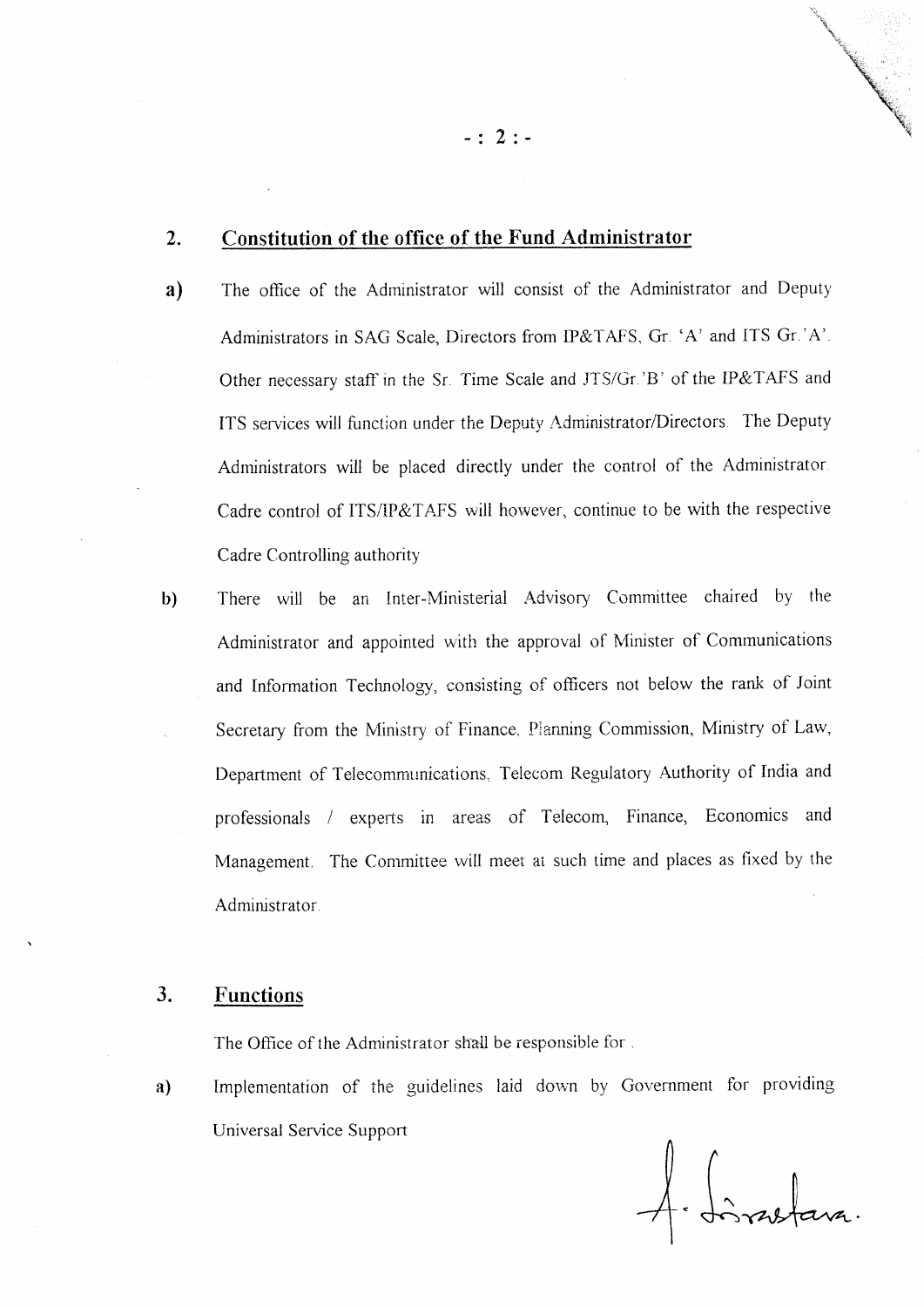## 2. Constitution of the office of the Fund Administrator

a) The office of the Administrator will consist of the Administrator and Deputy Administrators in SAG Scale, Directors from IP&TAFS, Gr. 'A' and ITS Gr.'A'. Other necessary staff in the Sr. Time Scale and JTS/Gr.'B' of the IP&TAFS and ITS services will function under the Deputy Administrator/Directors. The Deputy Administrators will be placed directly under the control of the Administrator. Cadre control of ITS/IP&TAFS will however, continue to be with the respective Cadre Controlling authority

b) There will be an Inter-Ministerial Advisory Committee chaired by the Administrator and appointed with the approval of Minister of Communications and Information Technology, consisting of officers not below the rank of Joint Secretary from the Ministry of Finance, Planning Commission, Ministry of Law, Department of Telecommunications, Telecom Regulatory Authority of India and professionals / experts in areas of Telecom, Finance, Economics and Management. The Committee will meet at such time and places as fixed by the Administrator.

## 3. Functions

The Office of the Administrator shall be responsible for :

a) Implementation of the guidelines laid down by Government for providing Universal Service Support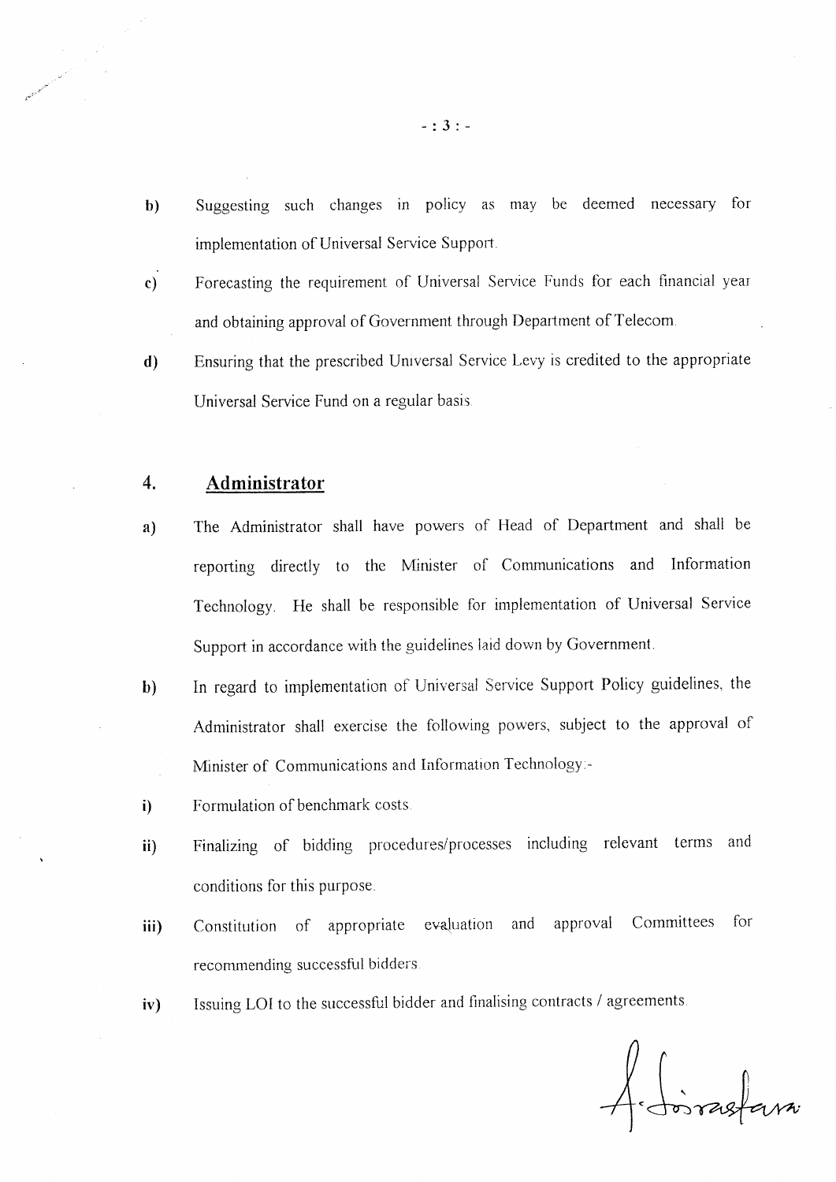b) Suggesting such changes in policy as may be deemed necessary for implementation of Universal Service Support.

c) Forecasting the requirement of Universal Service Funds for each financial year and obtaining approval of Government through Department of Telecom.

d) Ensuring that the prescribed Universal Service Levy is credited to the appropriate Universal Service Fund on a regular basis.

## 4. Administrator

a) The Administrator shall have powers of Head of Department and shall be reporting directly to the Minister of Communications and Information Technology. He shall be responsible for implementation of Universal Service Support in accordance with the guidelines laid down by Government.

b) In regard to implementation of Universal Service Support Policy guidelines, the Administrator shall exercise the following powers, subject to the approval of Minister of Communications and Information Technology:-

i) Formulation of benchmark costs.

ii) Finalizing of bidding procedures/processes including relevant terms and conditions for this purpose.

iii) Constitution of appropriate evaluation and approval Committees for recommending successful bidders.

iv) Issuing LOI to the successful bidder and finalising contracts / agreements.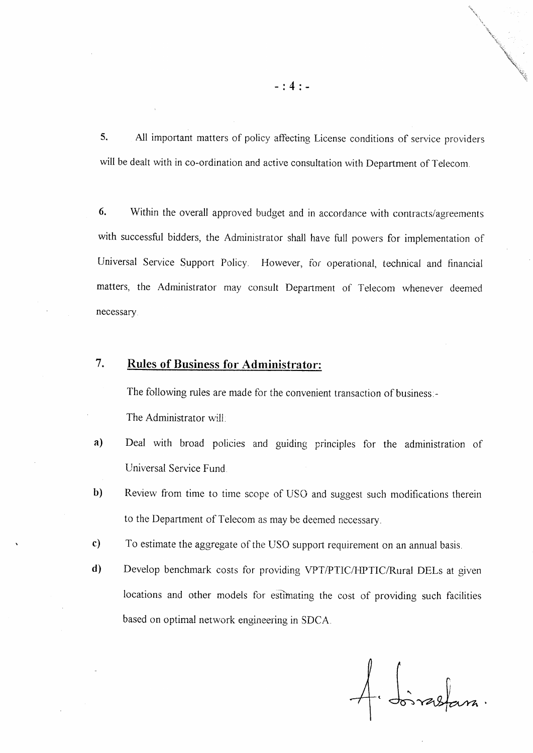5. All important matters of policy affecting License conditions of service providers will be dealt with in co-ordination and active consultation with Department of Telecom.

6. Within the overall approved budget and in accordance with contracts/agreements with successful bidders, the Administrator shall have full powers for implementation of Universal Service Support Policy. However, for operational, technical and financial matters, the Administrator may consult Department of Telecom whenever deemed necessary.

7. **<u>Rules of Business for Administrator:</u>**

The following rules are made for the convenient transaction of business:-

The Administrator will:

a) Deal with broad policies and guiding principles for the administration of Universal Service Fund.

b) Review from time to time scope of USO and suggest such modifications therein to the Department of Telecom as may be deemed necessary.

c) To estimate the aggregate of the USO support requirement on an annual basis.

d) Develop benchmark costs for providing VPT/PTIC/HPTIC/Rural DELs at given locations and other models for estimating the cost of providing such facilities based on optimal network engineering in SDCA.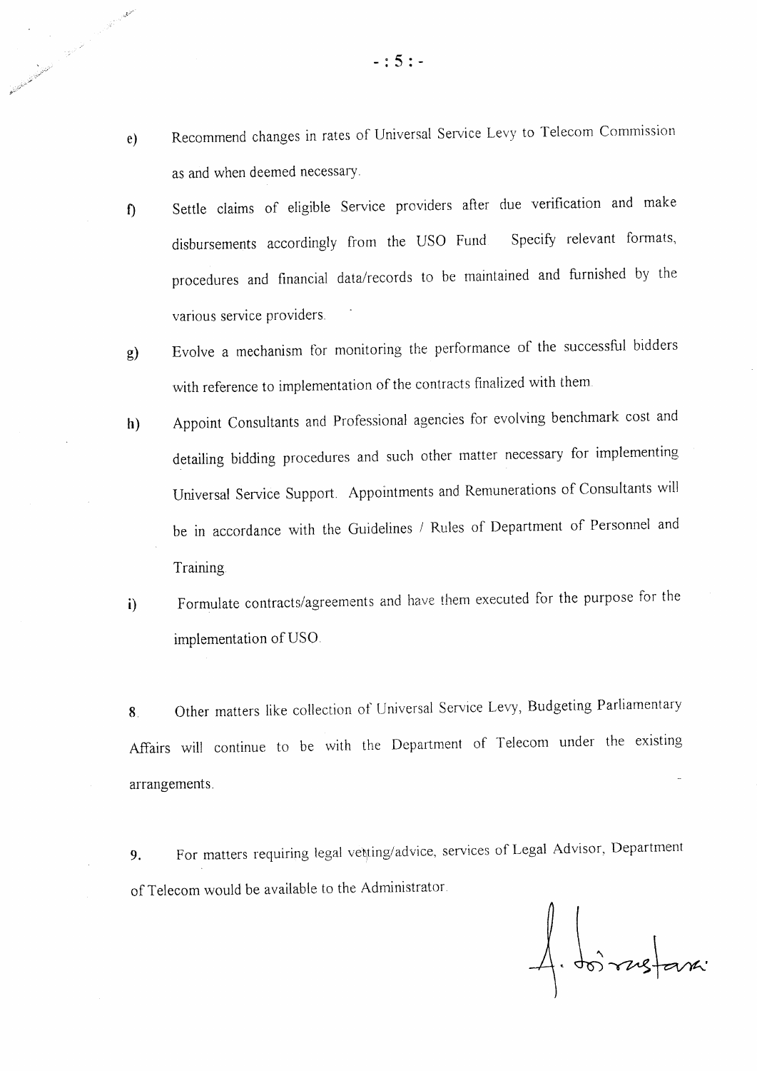e) Recommend changes in rates of Universal Service Levy to Telecom Commission as and when deemed necessary.

f) Settle claims of eligible Service providers after due verification and make disbursements accordingly from the USO Fund. Specify relevant formats, procedures and financial data/records to be maintained and furnished by the various service providers.

g) Evolve a mechanism for monitoring the performance of the successful bidders with reference to implementation of the contracts finalized with them.

h) Appoint Consultants and Professional agencies for evolving benchmark cost and detailing bidding procedures and such other matter necessary for implementing Universal Service Support. Appointments and Remunerations of Consultants will be in accordance with the Guidelines / Rules of Department of Personnel and Training.

i) Formulate contracts/agreements and have them executed for the purpose for the implementation of USO.

8. Other matters like collection of Universal Service Levy, Budgeting Parliamentary Affairs will continue to be with the Department of Telecom under the existing arrangements.

9. For matters requiring legal vetting/advice, services of Legal Advisor, Department of Telecom would be available to the Administrator.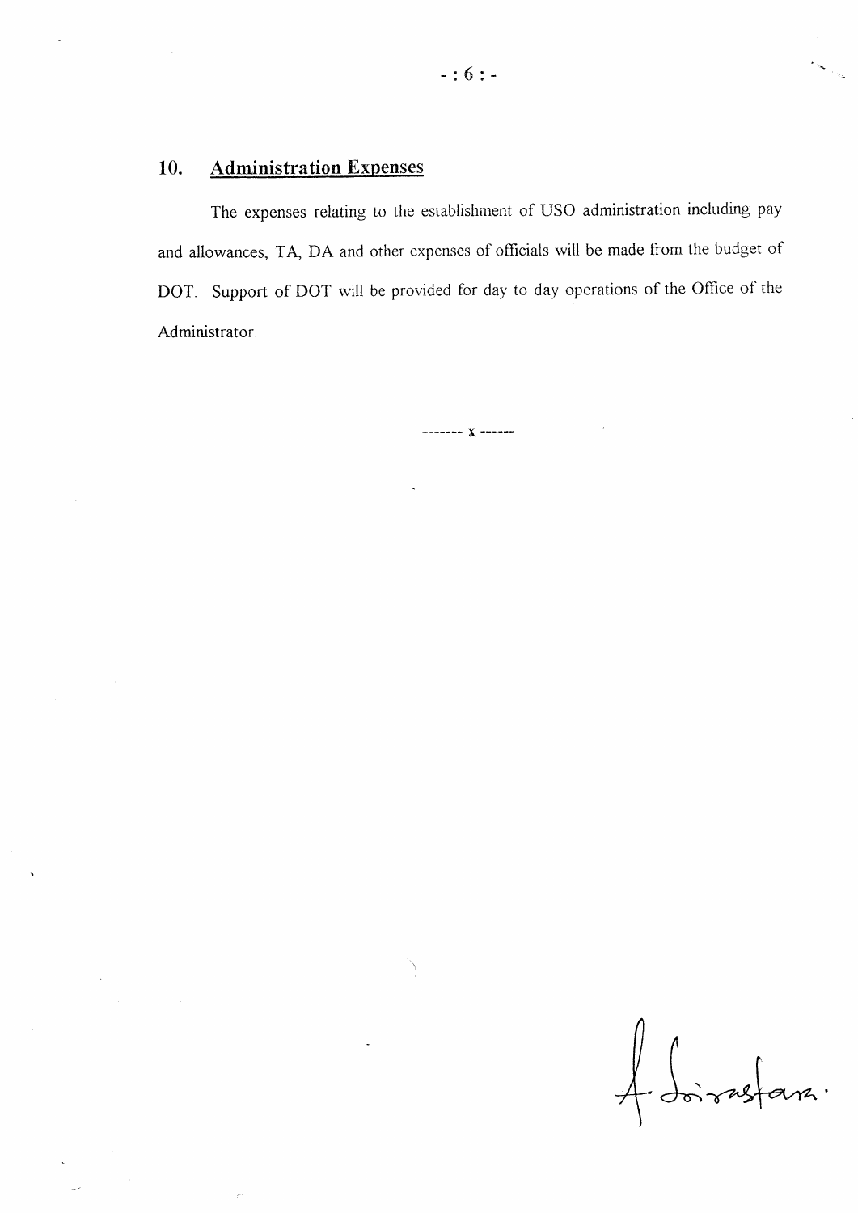## 10. Administration Expenses

The expenses relating to the establishment of USO administration including pay and allowances, TA, DA and other expenses of officials will be made from the budget of DOT. Support of DOT will be provided for day to day operations of the Office of the Administrator.

------- x ------